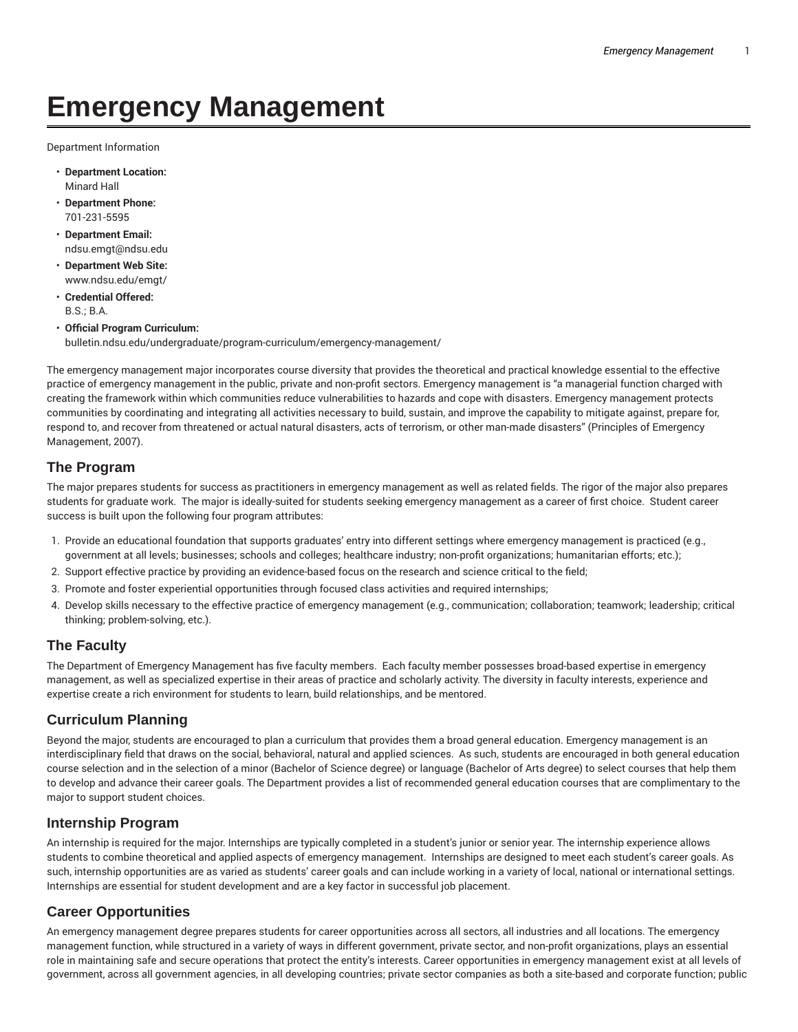# Emergency Management

Department Information

- **Department Location:**
  Minard Hall
- **Department Phone:**
  701-231-5595
- **Department Email:**
  ndsu.emgt@ndsu.edu
- **Department Web Site:**
  www.ndsu.edu/emgt/
- **Credential Offered:**
  B.S.; B.A.
- **Official Program Curriculum:**
  bulletin.ndsu.edu/undergraduate/program-curriculum/emergency-management/

The emergency management major incorporates course diversity that provides the theoretical and practical knowledge essential to the effective practice of emergency management in the public, private and non-profit sectors. Emergency management is "a managerial function charged with creating the framework within which communities reduce vulnerabilities to hazards and cope with disasters. Emergency management protects communities by coordinating and integrating all activities necessary to build, sustain, and improve the capability to mitigate against, prepare for, respond to, and recover from threatened or actual natural disasters, acts of terrorism, or other man-made disasters" (Principles of Emergency Management, 2007).

## The Program

The major prepares students for success as practitioners in emergency management as well as related fields. The rigor of the major also prepares students for graduate work. The major is ideally-suited for students seeking emergency management as a career of first choice. Student career success is built upon the following four program attributes:

1. Provide an educational foundation that supports graduates' entry into different settings where emergency management is practiced (e.g., government at all levels; businesses; schools and colleges; healthcare industry; non-profit organizations; humanitarian efforts; etc.);
2. Support effective practice by providing an evidence-based focus on the research and science critical to the field;
3. Promote and foster experiential opportunities through focused class activities and required internships;
4. Develop skills necessary to the effective practice of emergency management (e.g., communication; collaboration; teamwork; leadership; critical thinking; problem-solving, etc.).

## The Faculty

The Department of Emergency Management has five faculty members. Each faculty member possesses broad-based expertise in emergency management, as well as specialized expertise in their areas of practice and scholarly activity. The diversity in faculty interests, experience and expertise create a rich environment for students to learn, build relationships, and be mentored.

## Curriculum Planning

Beyond the major, students are encouraged to plan a curriculum that provides them a broad general education. Emergency management is an interdisciplinary field that draws on the social, behavioral, natural and applied sciences. As such, students are encouraged in both general education course selection and in the selection of a minor (Bachelor of Science degree) or language (Bachelor of Arts degree) to select courses that help them to develop and advance their career goals. The Department provides a list of recommended general education courses that are complimentary to the major to support student choices.

## Internship Program

An internship is required for the major. Internships are typically completed in a student's junior or senior year. The internship experience allows students to combine theoretical and applied aspects of emergency management. Internships are designed to meet each student's career goals. As such, internship opportunities are as varied as students' career goals and can include working in a variety of local, national or international settings. Internships are essential for student development and are a key factor in successful job placement.

## Career Opportunities

An emergency management degree prepares students for career opportunities across all sectors, all industries and all locations. The emergency management function, while structured in a variety of ways in different government, private sector, and non-profit organizations, plays an essential role in maintaining safe and secure operations that protect the entity's interests. Career opportunities in emergency management exist at all levels of government, across all government agencies, in all developing countries; private sector companies as both a site-based and corporate function; public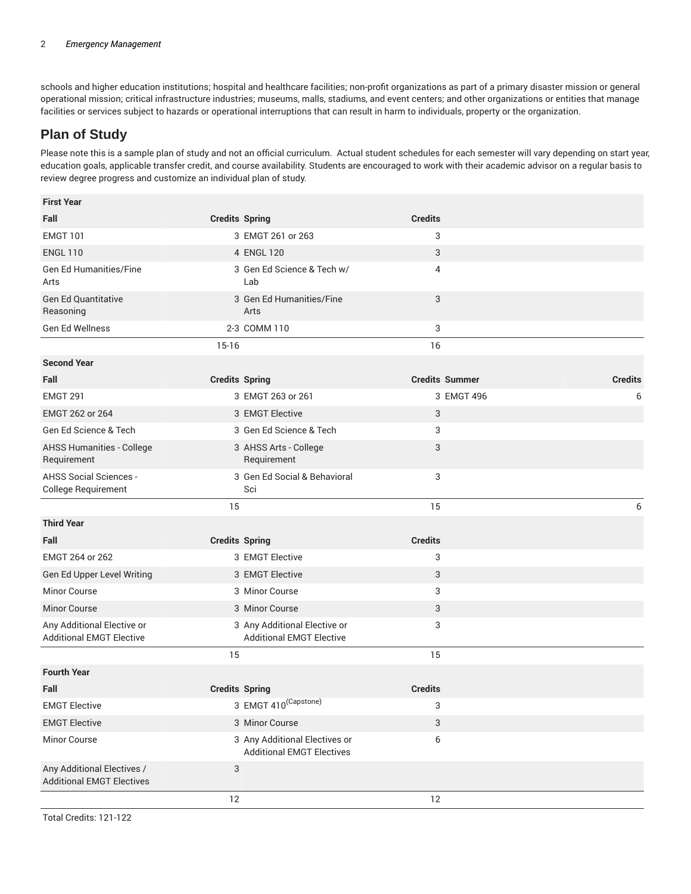schools and higher education institutions; hospital and healthcare facilities; non-profit organizations as part of a primary disaster mission or general operational mission; critical infrastructure industries; museums, malls, stadiums, and event centers; and other organizations or entities that manage facilities or services subject to hazards or operational interruptions that can result in harm to individuals, property or the organization.

## Plan of Study

Please note this is a sample plan of study and not an official curriculum. Actual student schedules for each semester will vary depending on start year, education goals, applicable transfer credit, and course availability. Students are encouraged to work with their academic advisor on a regular basis to review degree progress and customize an individual plan of study.

| First Year | | | | | |
|---|---|---|---|---|---|
| **Fall** | **Credits** | **Spring** | **Credits** | | |
| EMGT 101 | 3 | EMGT 261 or 263 | 3 | | |
| ENGL 110 | 4 | ENGL 120 | 3 | | |
| Gen Ed Humanities/Fine Arts | 3 | Gen Ed Science & Tech w/ Lab | 4 | | |
| Gen Ed Quantitative Reasoning | 3 | Gen Ed Humanities/Fine Arts | 3 | | |
| Gen Ed Wellness | 2-3 | COMM 110 | 3 | | |
| | 15-16 | | 16 | | |
| **Second Year** | | | | | |
| **Fall** | **Credits** | **Spring** | **Credits** | **Summer** | **Credits** |
| EMGT 291 | 3 | EMGT 263 or 261 | 3 | EMGT 496 | 6 |
| EMGT 262 or 264 | 3 | EMGT Elective | 3 | | |
| Gen Ed Science & Tech | 3 | Gen Ed Science & Tech | 3 | | |
| AHSS Humanities - College Requirement | 3 | AHSS Arts - College Requirement | 3 | | |
| AHSS Social Sciences - College Requirement | 3 | Gen Ed Social & Behavioral Sci | 3 | | |
| | 15 | | 15 | | 6 |
| **Third Year** | | | | | |
| **Fall** | **Credits** | **Spring** | **Credits** | | |
| EMGT 264 or 262 | 3 | EMGT Elective | 3 | | |
| Gen Ed Upper Level Writing | 3 | EMGT Elective | 3 | | |
| Minor Course | 3 | Minor Course | 3 | | |
| Minor Course | 3 | Minor Course | 3 | | |
| Any Additional Elective or Additional EMGT Elective | 3 | Any Additional Elective or Additional EMGT Elective | 3 | | |
| | 15 | | 15 | | |
| **Fourth Year** | | | | | |
| **Fall** | **Credits** | **Spring** | **Credits** | | |
| EMGT Elective | 3 | EMGT 410 (Capstone) | 3 | | |
| EMGT Elective | 3 | Minor Course | 3 | | |
| Minor Course | 3 | Any Additional Electives or Additional EMGT Electives | 6 | | |
| Any Additional Electives / Additional EMGT Electives | 3 | | | | |
| | 12 | | 12 | | |

Total Credits: 121-122